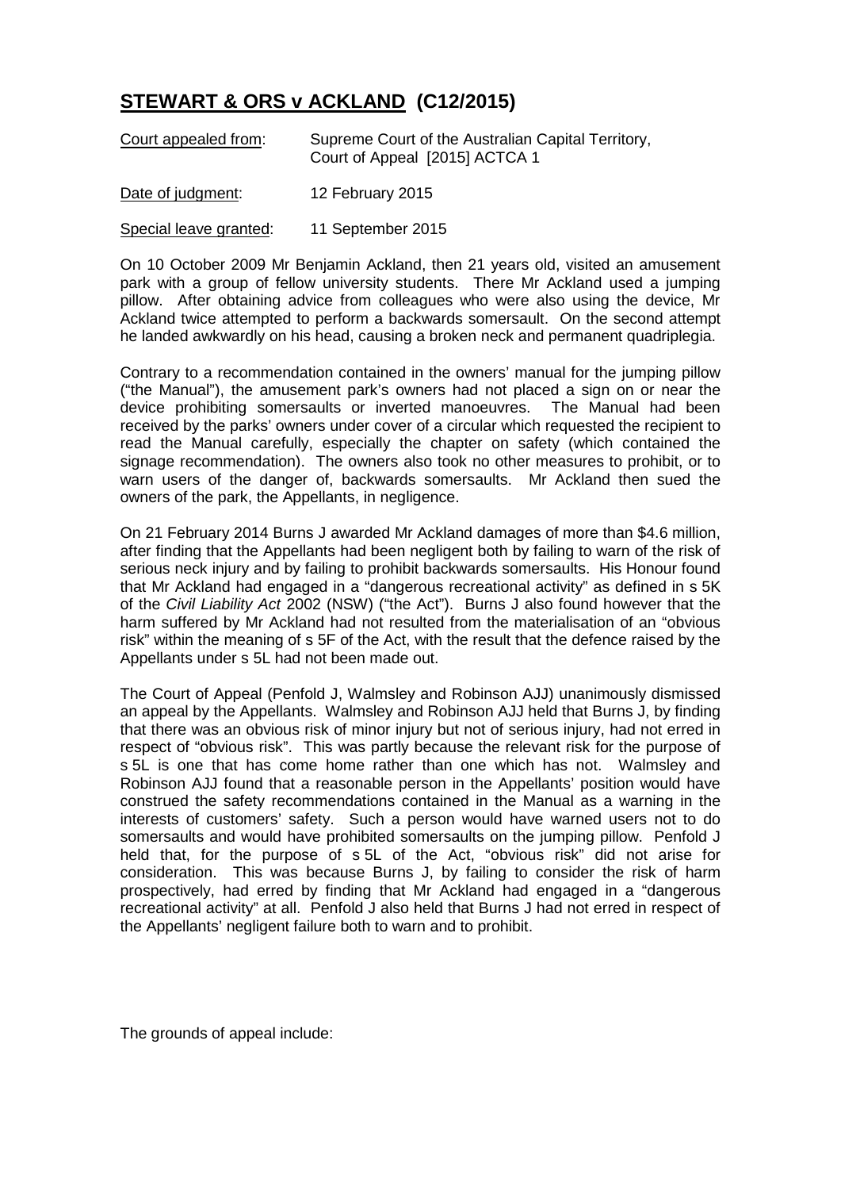# **STEWART & ORS v ACKLAND (C12/2015)**

Court appealed from: Supreme Court of the Australian Capital Territory, Court of Appeal [2015] ACTCA 1

Date of judgment: 12 February 2015

Special leave granted: 11 September 2015

On 10 October 2009 Mr Benjamin Ackland, then 21 years old, visited an amusement park with a group of fellow university students. There Mr Ackland used a jumping pillow. After obtaining advice from colleagues who were also using the device, Mr Ackland twice attempted to perform a backwards somersault. On the second attempt he landed awkwardly on his head, causing a broken neck and permanent quadriplegia.

Contrary to a recommendation contained in the owners' manual for the jumping pillow ("the Manual"), the amusement park's owners had not placed a sign on or near the device prohibiting somersaults or inverted manoeuvres. The Manual had been received by the parks' owners under cover of a circular which requested the recipient to read the Manual carefully, especially the chapter on safety (which contained the signage recommendation). The owners also took no other measures to prohibit, or to warn users of the danger of, backwards somersaults. Mr Ackland then sued the owners of the park, the Appellants, in negligence.

On 21 February 2014 Burns J awarded Mr Ackland damages of more than $4.6 million, after finding that the Appellants had been negligent both by failing to warn of the risk of serious neck injury and by failing to prohibit backwards somersaults. His Honour found that Mr Ackland had engaged in a "dangerous recreational activity" as defined in s 5K of the *Civil Liability Act* 2002 (NSW) ("the Act"). Burns J also found however that the harm suffered by Mr Ackland had not resulted from the materialisation of an "obvious risk" within the meaning of s 5F of the Act, with the result that the defence raised by the Appellants under s 5L had not been made out.

The Court of Appeal (Penfold J, Walmsley and Robinson AJJ) unanimously dismissed an appeal by the Appellants. Walmsley and Robinson AJJ held that Burns J, by finding that there was an obvious risk of minor injury but not of serious injury, had not erred in respect of "obvious risk". This was partly because the relevant risk for the purpose of s 5L is one that has come home rather than one which has not. Walmsley and Robinson AJJ found that a reasonable person in the Appellants' position would have construed the safety recommendations contained in the Manual as a warning in the interests of customers' safety. Such a person would have warned users not to do somersaults and would have prohibited somersaults on the jumping pillow. Penfold J held that, for the purpose of s 5L of the Act, "obvious risk" did not arise for consideration. This was because Burns J, by failing to consider the risk of harm prospectively, had erred by finding that Mr Ackland had engaged in a "dangerous recreational activity" at all. Penfold J also held that Burns J had not erred in respect of the Appellants' negligent failure both to warn and to prohibit.

The grounds of appeal include: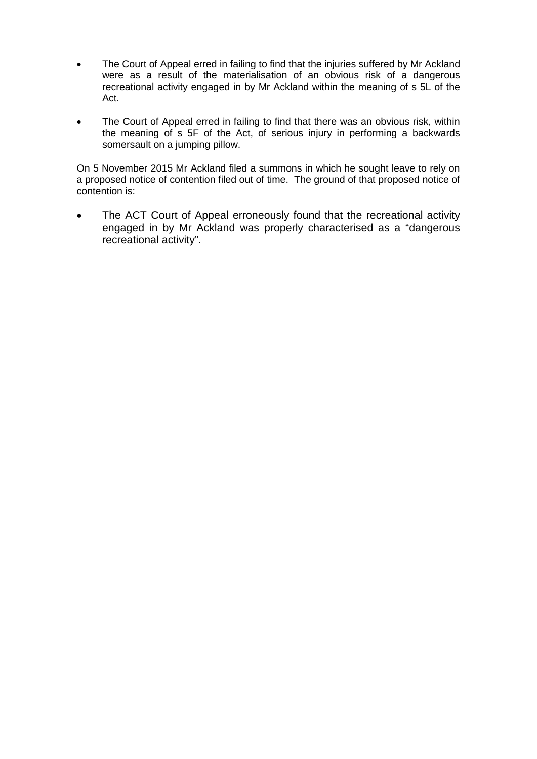- The Court of Appeal erred in failing to find that the injuries suffered by Mr Ackland were as a result of the materialisation of an obvious risk of a dangerous recreational activity engaged in by Mr Ackland within the meaning of s 5L of the Act.

- The Court of Appeal erred in failing to find that there was an obvious risk, within the meaning of s 5F of the Act, of serious injury in performing a backwards somersault on a jumping pillow.

On 5 November 2015 Mr Ackland filed a summons in which he sought leave to rely on a proposed notice of contention filed out of time. The ground of that proposed notice of contention is:

- The ACT Court of Appeal erroneously found that the recreational activity engaged in by Mr Ackland was properly characterised as a "dangerous recreational activity".